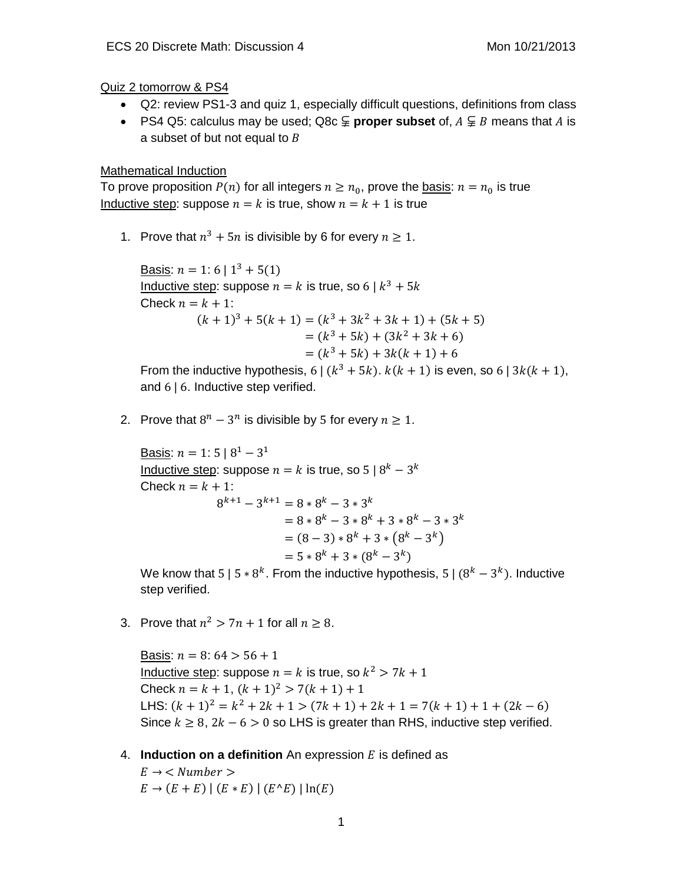Quiz 2 tomorrow & PS4

- Q2: review PS1-3 and quiz 1, especially difficult questions, definitions from class
- PS4 Q5: calculus may be used; Q8c $\subsetneq$ **proper subset** of, $A \subsetneq B$ means that $A$ is a subset of but not equal to $B$

Mathematical Induction

To prove proposition $P(n)$ for all integers $n \geq n_0$, prove the basis: $n = n_0$ is true
Inductive step: suppose $n = k$ is true, show $n = k + 1$ is true

1. Prove that $n^3 + 5n$ is divisible by 6 for every $n \geq 1$.

   Basis: $n = 1$: $6 \mid 1^3 + 5(1)$
   Inductive step: suppose $n = k$ is true, so $6 \mid k^3 + 5k$
   Check $n = k + 1$:
   $$\begin{aligned}(k+1)^3 + 5(k+1) &= (k^3 + 3k^2 + 3k + 1) + (5k + 5) \\ &= (k^3 + 5k) + (3k^2 + 3k + 6) \\ &= (k^3 + 5k) + 3k(k+1) + 6\end{aligned}$$
   From the inductive hypothesis, $6 \mid (k^3 + 5k)$. $k(k+1)$ is even, so $6 \mid 3k(k+1)$, and $6 \mid 6$. Inductive step verified.

2. Prove that $8^n - 3^n$ is divisible by 5 for every $n \geq 1$.

   Basis: $n = 1$: $5 \mid 8^1 - 3^1$
   Inductive step: suppose $n = k$ is true, so $5 \mid 8^k - 3^k$
   Check $n = k + 1$:
   $$\begin{aligned}8^{k+1} - 3^{k+1} &= 8 * 8^k - 3 * 3^k \\ &= 8 * 8^k - 3 * 8^k + 3 * 8^k - 3 * 3^k \\ &= (8 - 3) * 8^k + 3 * (8^k - 3^k) \\ &= 5 * 8^k + 3 * (8^k - 3^k)\end{aligned}$$
   We know that $5 \mid 5 * 8^k$. From the inductive hypothesis, $5 \mid (8^k - 3^k)$. Inductive step verified.

3. Prove that $n^2 > 7n + 1$ for all $n \geq 8$.

   Basis: $n = 8$: $64 > 56 + 1$
   Inductive step: suppose $n = k$ is true, so $k^2 > 7k + 1$
   Check $n = k + 1$, $(k+1)^2 > 7(k+1) + 1$
   LHS: $(k+1)^2 = k^2 + 2k + 1 > (7k + 1) + 2k + 1 = 7(k+1) + 1 + (2k - 6)$
   Since $k \geq 8$, $2k - 6 > 0$ so LHS is greater than RHS, inductive step verified.

4. **Induction on a definition** An expression $E$ is defined as
   $E \rightarrow < Number >$
   $E \rightarrow (E + E) \mid (E * E) \mid (E \text{^} E) \mid \ln(E)$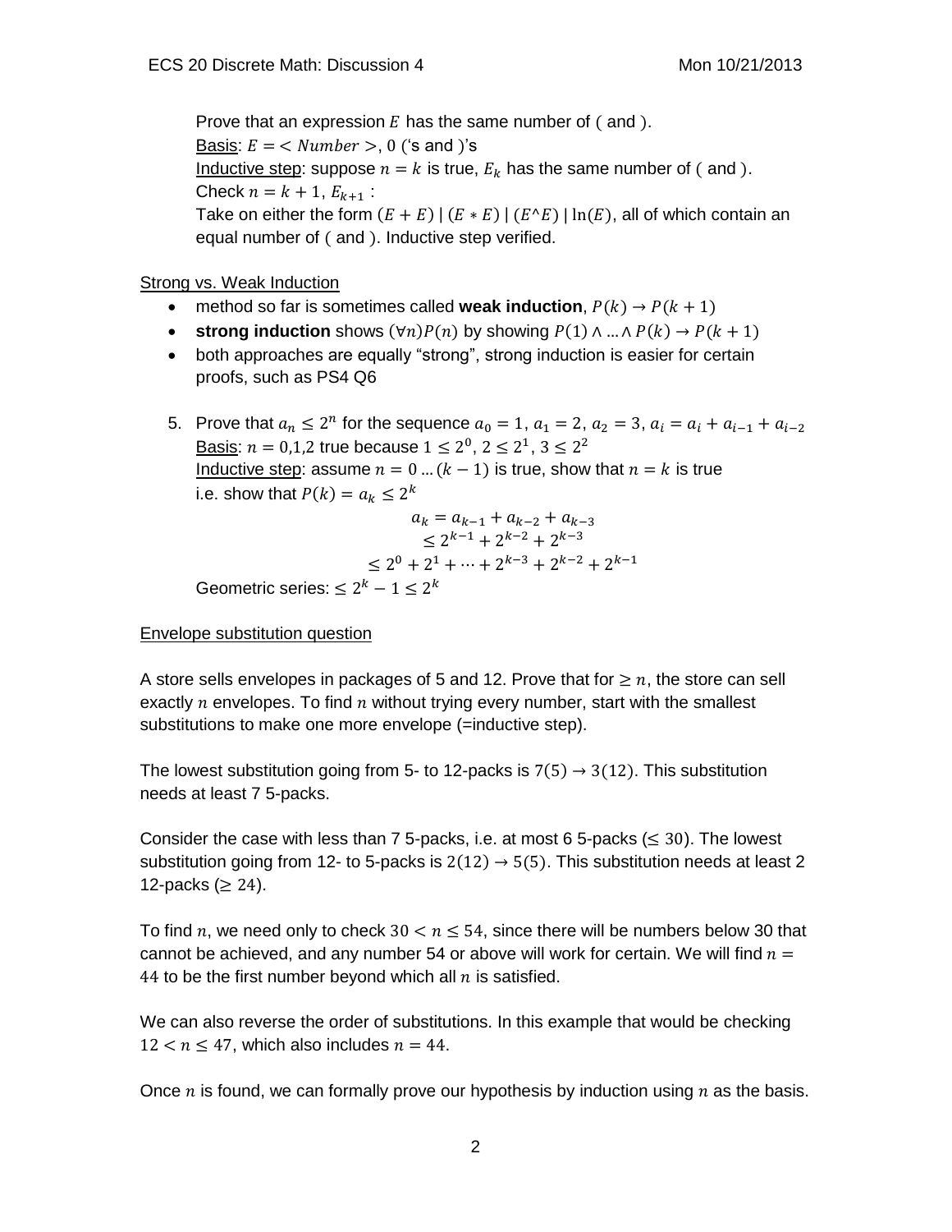Prove that an expression $E$ has the same number of ( and ).

Basis: $E = < Number >$, 0 ('s and )'s

Inductive step: suppose $n = k$ is true, $E_k$ has the same number of ( and ).

Check $n = k + 1$, $E_{k+1}$ :

Take on either the form $(E + E) \mid (E * E) \mid (E^\wedge E) \mid \ln(E)$, all of which contain an equal number of ( and ). Inductive step verified.

Strong vs. Weak Induction

- method so far is sometimes called **weak induction**, $P(k) \to P(k+1)$
- **strong induction** shows $(\forall n)P(n)$ by showing $P(1) \wedge \ldots \wedge P(k) \to P(k+1)$
- both approaches are equally "strong", strong induction is easier for certain proofs, such as PS4 Q6

5. Prove that $a_n \leq 2^n$ for the sequence $a_0 = 1$, $a_1 = 2$, $a_2 = 3$, $a_i = a_i + a_{i-1} + a_{i-2}$

   Basis: $n = 0,1,2$ true because $1 \leq 2^0$, $2 \leq 2^1$, $3 \leq 2^2$

   Inductive step: assume $n = 0 \ldots (k-1)$ is true, show that $n = k$ is true

   i.e. show that $P(k) = a_k \leq 2^k$

$$a_k = a_{k-1} + a_{k-2} + a_{k-3}$$
$$\leq 2^{k-1} + 2^{k-2} + 2^{k-3}$$
$$\leq 2^0 + 2^1 + \cdots + 2^{k-3} + 2^{k-2} + 2^{k-1}$$

   Geometric series: $\leq 2^k - 1 \leq 2^k$

Envelope substitution question

A store sells envelopes in packages of 5 and 12. Prove that for $\geq n$, the store can sell exactly $n$ envelopes. To find $n$ without trying every number, start with the smallest substitutions to make one more envelope (=inductive step).

The lowest substitution going from 5- to 12-packs is $7(5) \to 3(12)$. This substitution needs at least 7 5-packs.

Consider the case with less than 7 5-packs, i.e. at most 6 5-packs ($\leq 30$). The lowest substitution going from 12- to 5-packs is $2(12) \to 5(5)$. This substitution needs at least 2 12-packs ($\geq 24$).

To find $n$, we need only to check $30 < n \leq 54$, since there will be numbers below 30 that cannot be achieved, and any number 54 or above will work for certain. We will find $n = 44$ to be the first number beyond which all $n$ is satisfied.

We can also reverse the order of substitutions. In this example that would be checking $12 < n \leq 47$, which also includes $n = 44$.

Once $n$ is found, we can formally prove our hypothesis by induction using $n$ as the basis.